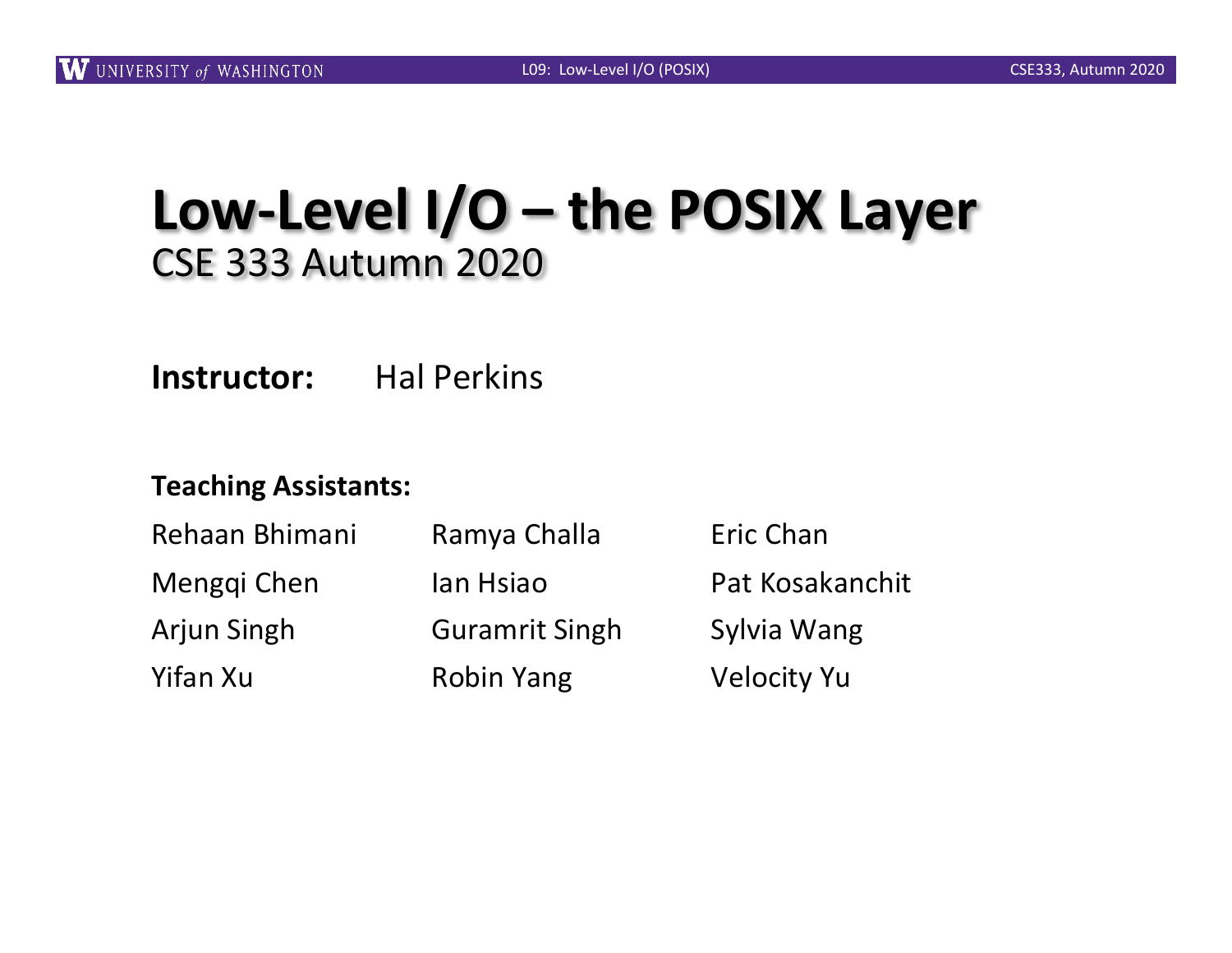# Low-Level I/O – the POSIX Layer

## CSE 333 Autumn 2020

**Instructor:** Hal Perkins

**Teaching Assistants:**

| | | |
|---|---|---|
| Rehaan Bhimani | Ramya Challa | Eric Chan |
| Mengqi Chen | Ian Hsiao | Pat Kosakanchit |
| Arjun Singh | Guramrit Singh | Sylvia Wang |
| Yifan Xu | Robin Yang | Velocity Yu |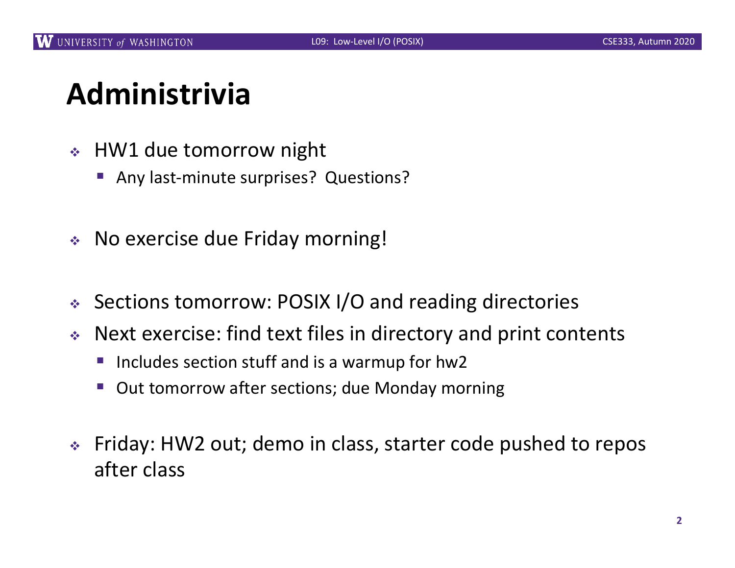# Administrivia

- HW1 due tomorrow night
  - Any last-minute surprises? Questions?

- No exercise due Friday morning!

- Sections tomorrow: POSIX I/O and reading directories
- Next exercise: find text files in directory and print contents
  - Includes section stuff and is a warmup for hw2
  - Out tomorrow after sections; due Monday morning

- Friday: HW2 out; demo in class, starter code pushed to repos after class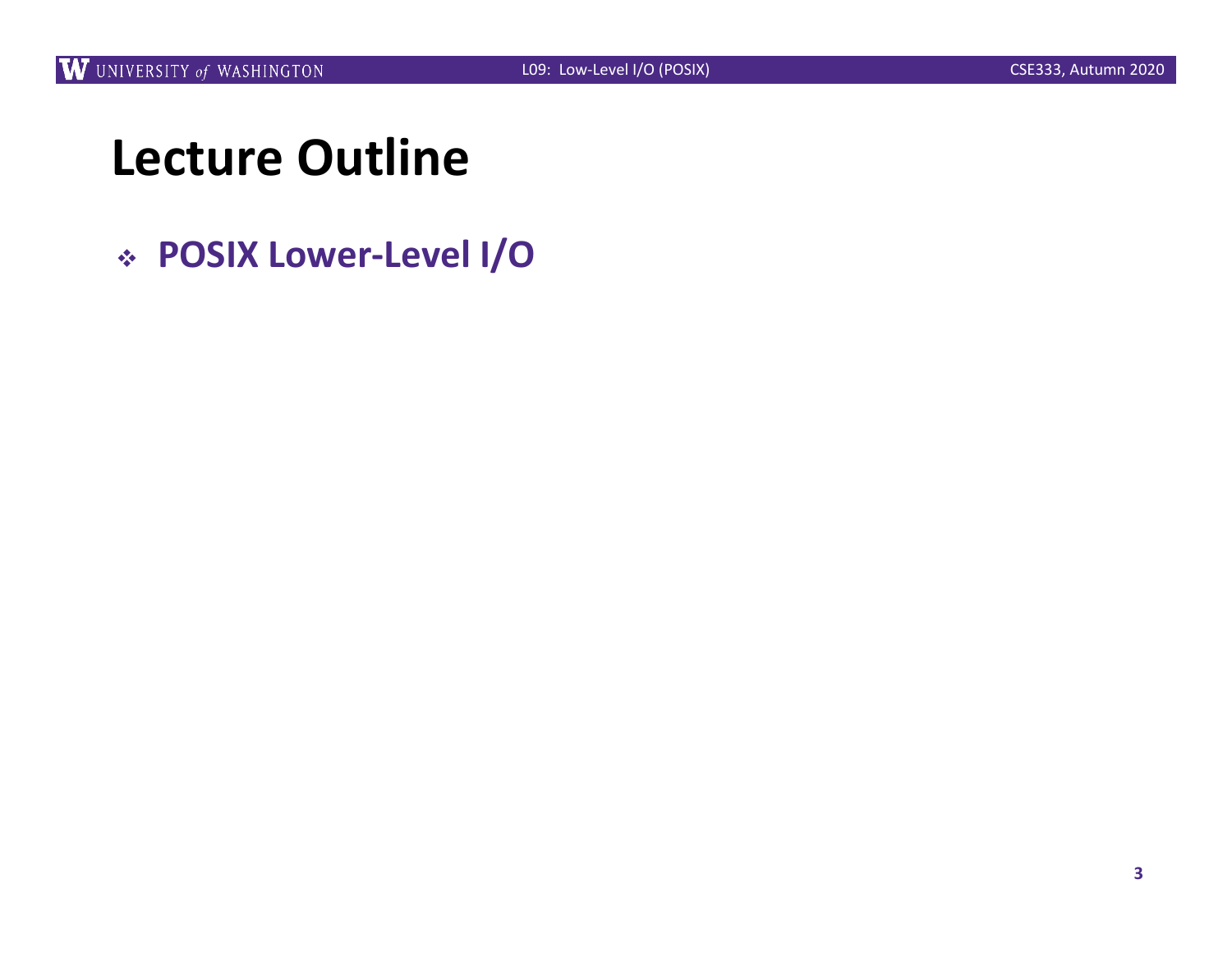# Lecture Outline

- **POSIX Lower-Level I/O**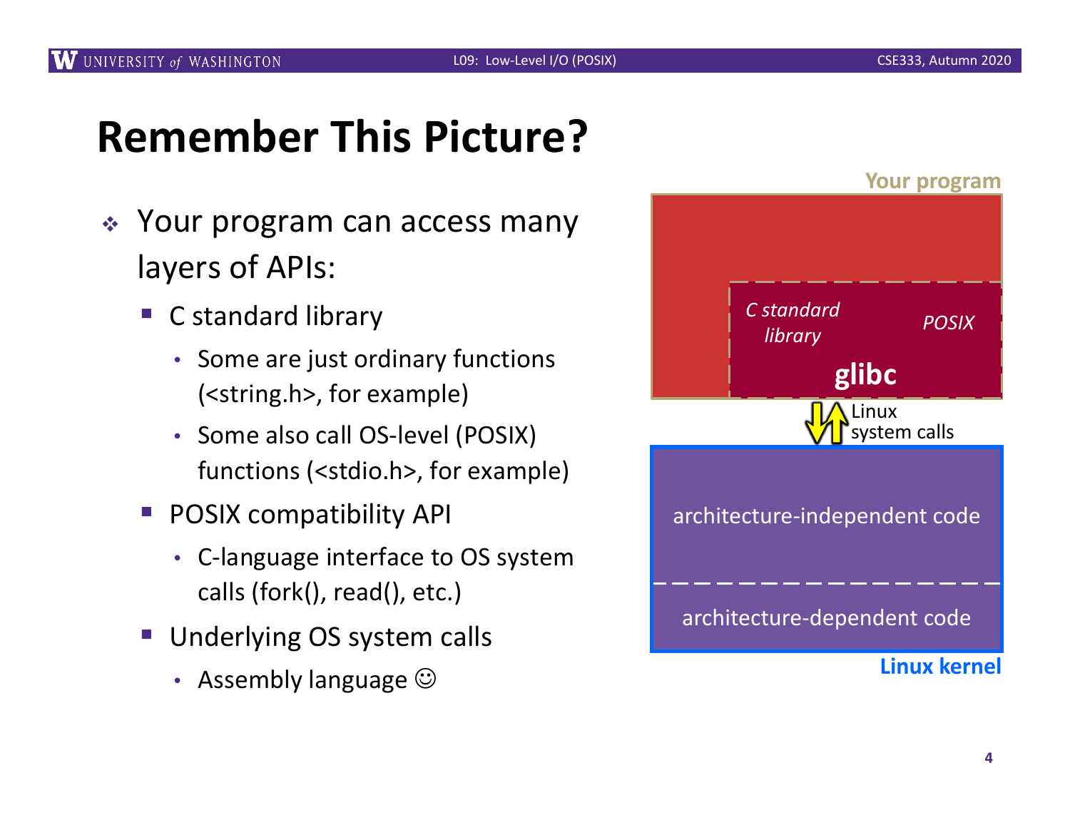# Remember This Picture?

- Your program can access many layers of APIs:
  - C standard library
    - Some are just ordinary functions (<string.h>, for example)
    - Some also call OS-level (POSIX) functions (<stdio.h>, for example)
  - POSIX compatibility API
    - C-language interface to OS system calls (fork(), read(), etc.)
  - Underlying OS system calls
    - Assembly language ☺

Your program

*C standard library*

*POSIX*

**glibc**

Linux system calls

architecture-independent code

architecture-dependent code

**Linux kernel**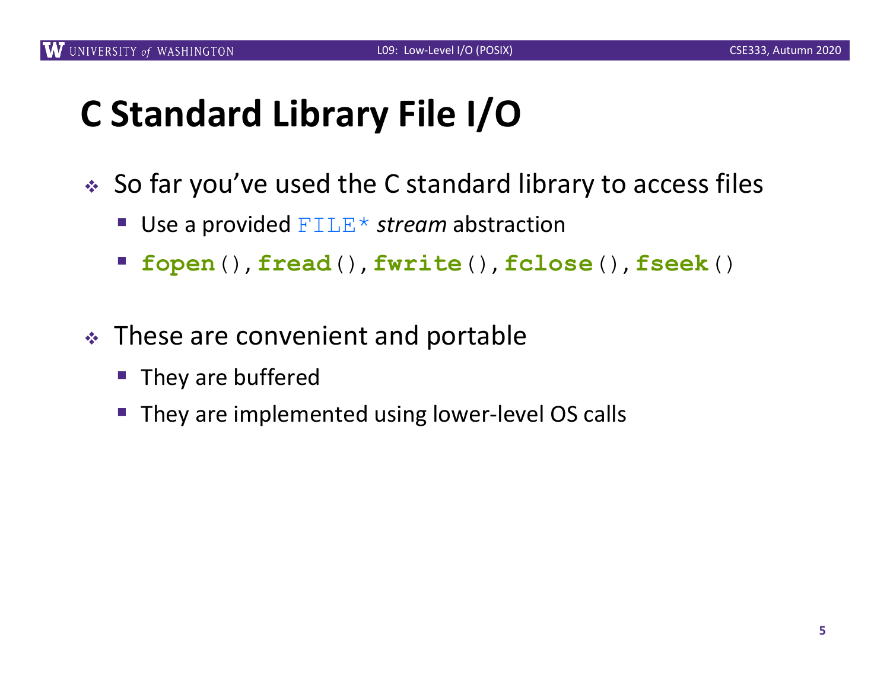# C Standard Library File I/O

- So far you've used the C standard library to access files
  - Use a provided `FILE*` *stream* abstraction
  - **`fopen`**`()`, **`fread`**`()`, **`fwrite`**`()`, **`fclose`**`()`, **`fseek`**`()`
- These are convenient and portable
  - They are buffered
  - They are implemented using lower-level OS calls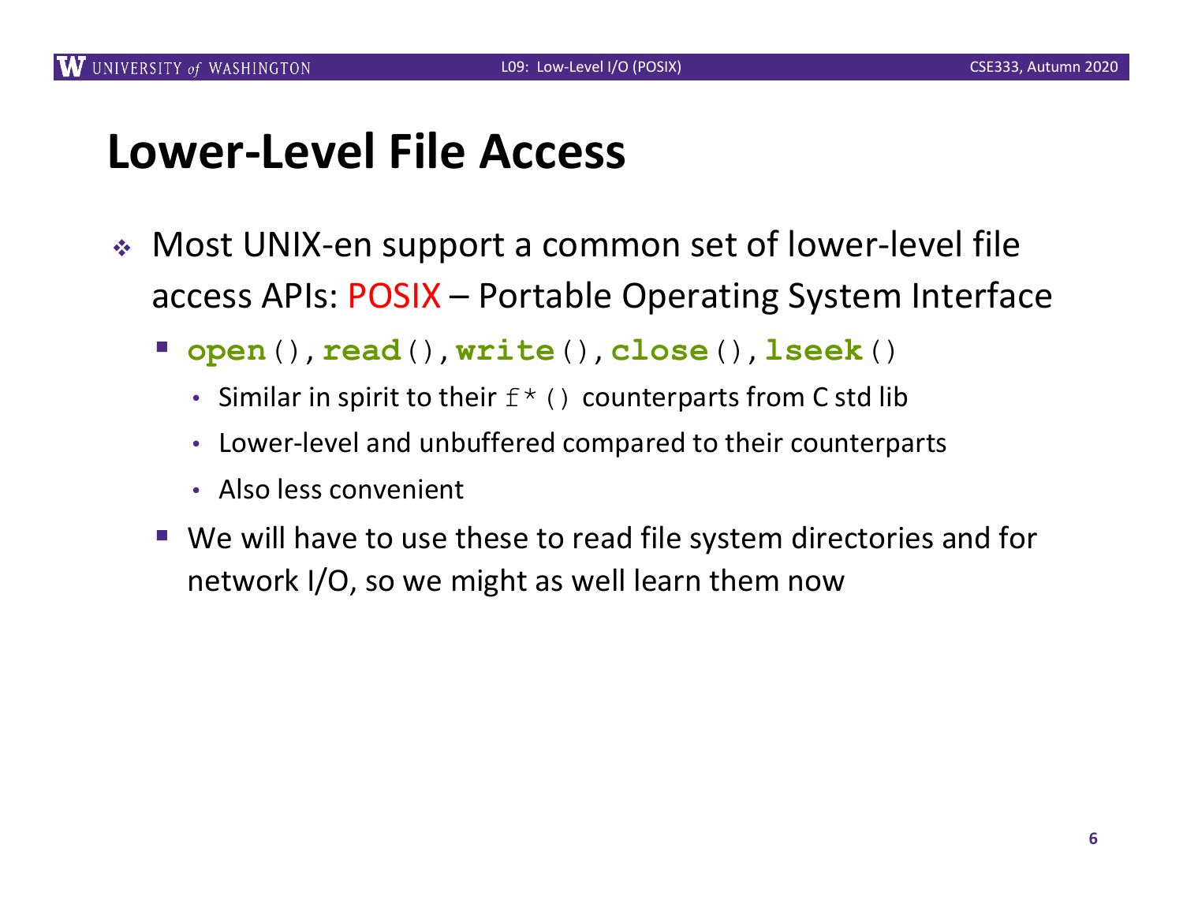# Lower-Level File Access

- Most UNIX-en support a common set of lower-level file access APIs: POSIX – Portable Operating System Interface
  - **`open`**`()`, **`read`**`()`, **`write`**`()`, **`close`**`()`, **`lseek`**`()`
    - Similar in spirit to their `f*()` counterparts from C std lib
    - Lower-level and unbuffered compared to their counterparts
    - Also less convenient
  - We will have to use these to read file system directories and for network I/O, so we might as well learn them now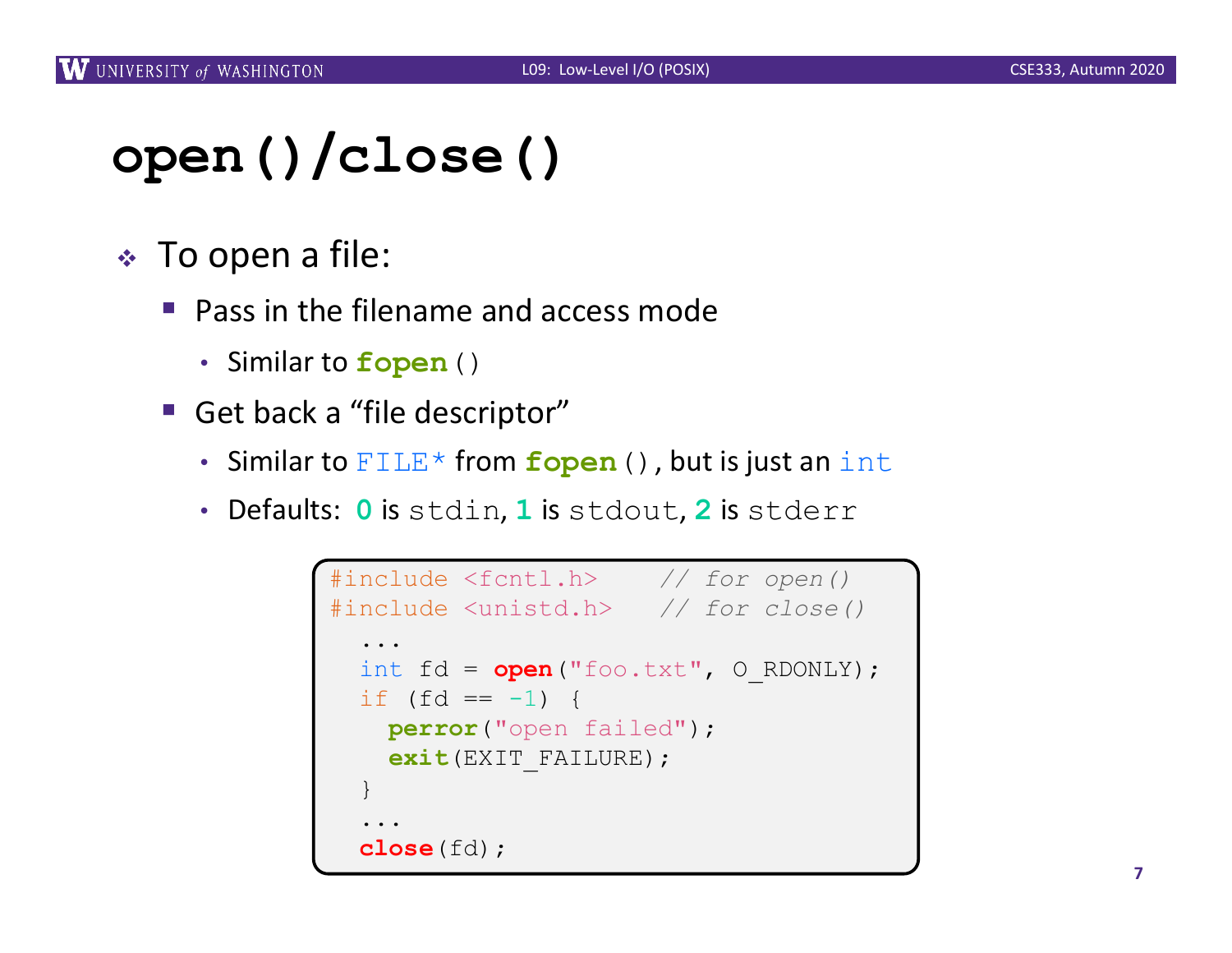# open()/close()

- To open a file:
  - Pass in the filename and access mode
    - Similar to `fopen()`
  - Get back a "file descriptor"
    - Similar to `FILE*` from `fopen()`, but is just an `int`
    - Defaults: **0** is `stdin`, **1** is `stdout`, **2** is `stderr`

```c
#include <fcntl.h>    // for open()
#include <unistd.h>   // for close()
  ...
  int fd = open("foo.txt", O_RDONLY);
  if (fd == -1) {
    perror("open failed");
    exit(EXIT_FAILURE);
  }
  ...
  close(fd);
```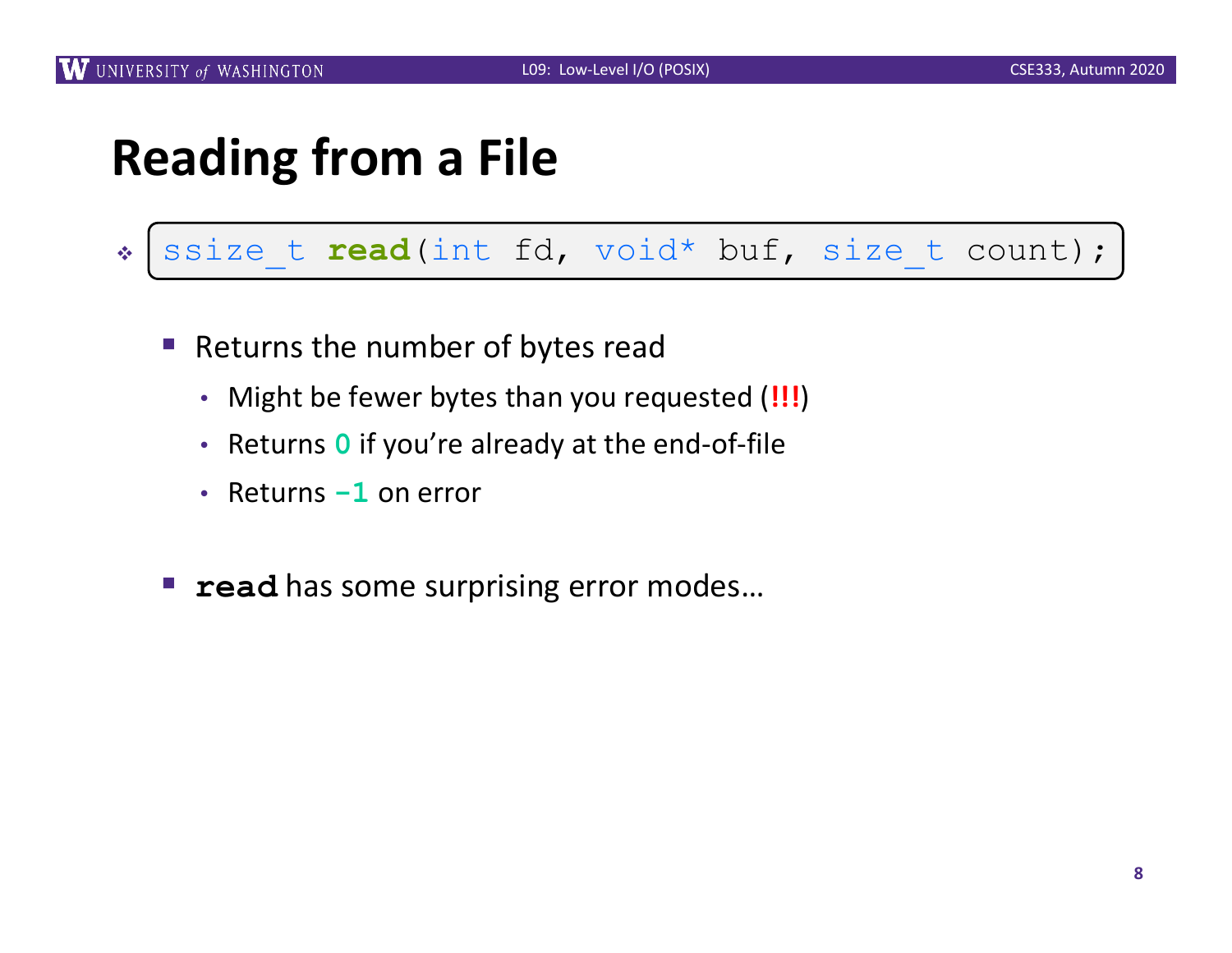# Reading from a File

```
ssize_t read(int fd, void* buf, size_t count);
```

- Returns the number of bytes read
  - Might be fewer bytes than you requested (**!!!**)
  - Returns **0** if you're already at the end-of-file
  - Returns **-1** on error
- **`read`** has some surprising error modes…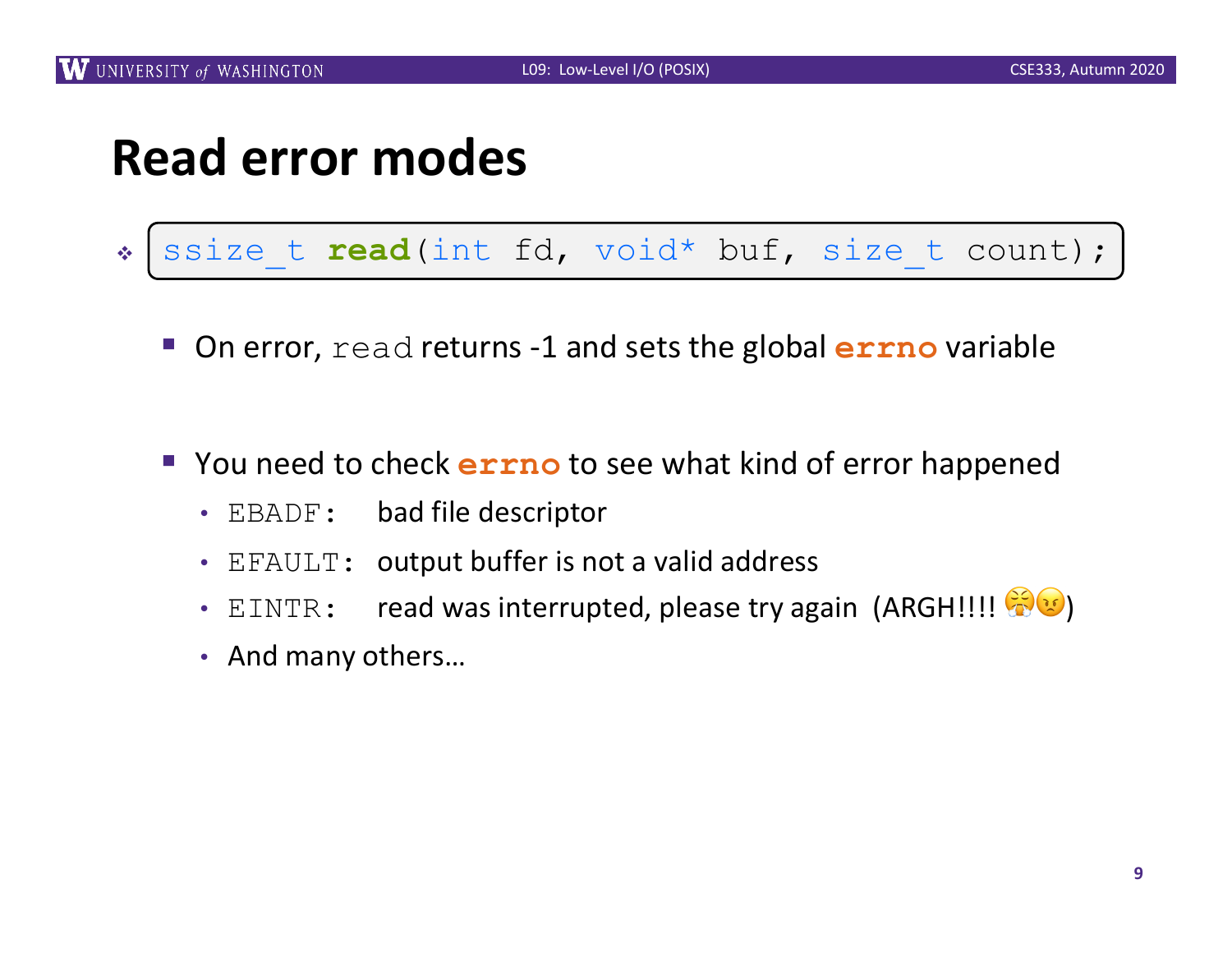# Read error modes

- `ssize_t read(int fd, void* buf, size_t count);`
  - On error, `read` returns -1 and sets the global **`errno`** variable
  - You need to check **`errno`** to see what kind of error happened
    - `EBADF:` bad file descriptor
    - `EFAULT:` output buffer is not a valid address
    - `EINTR:` read was interrupted, please try again (ARGH!!!! 😤😠)
    - And many others…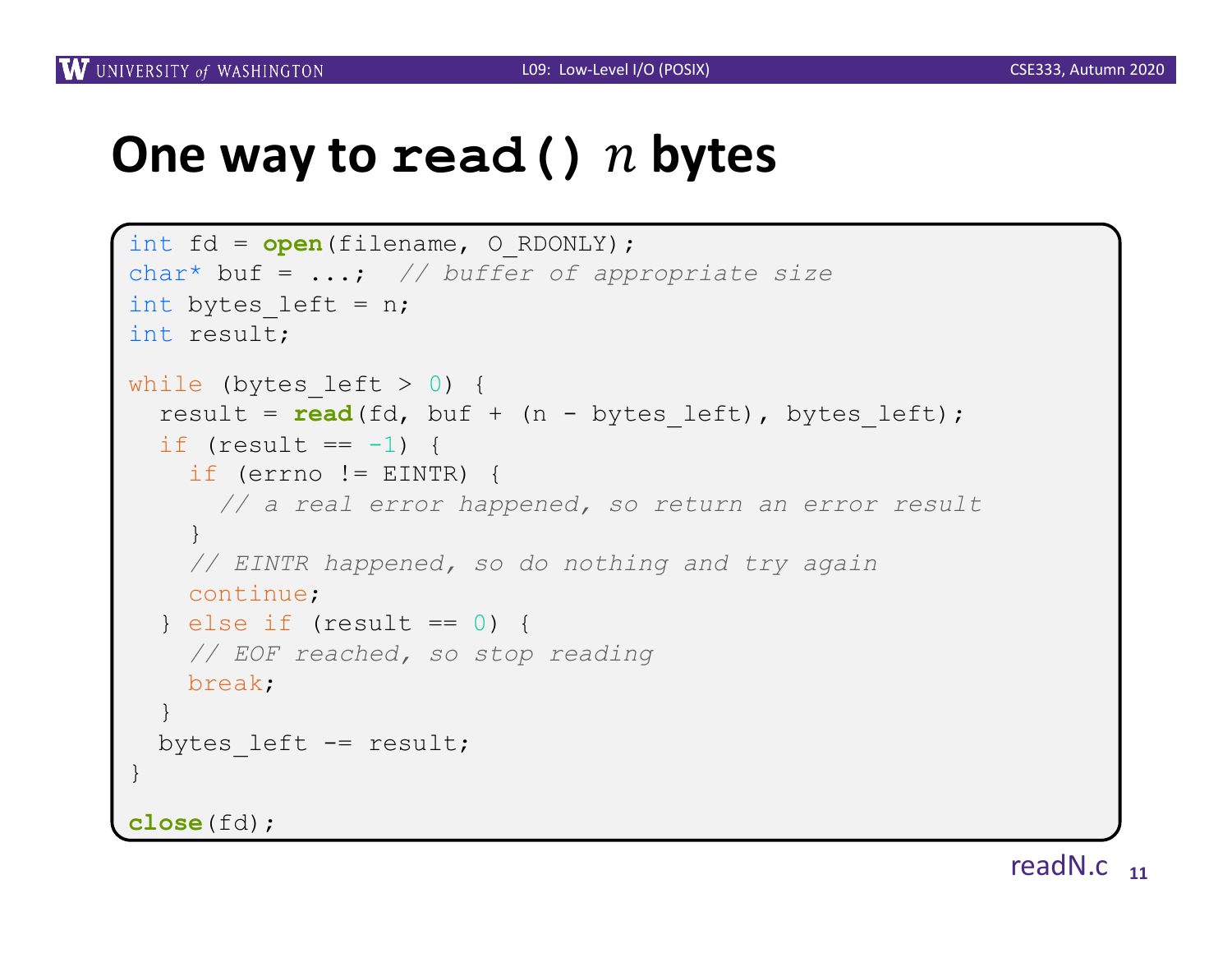# One way to `read()` $n$ bytes

```c
int fd = open(filename, O_RDONLY);
char* buf = ...;  // buffer of appropriate size
int bytes_left = n;
int result;

while (bytes_left > 0) {
  result = read(fd, buf + (n - bytes_left), bytes_left);
  if (result == -1) {
    if (errno != EINTR) {
      // a real error happened, so return an error result
    }
    // EINTR happened, so do nothing and try again
    continue;
  } else if (result == 0) {
    // EOF reached, so stop reading
    break;
  }
  bytes_left -= result;
}

close(fd);
```

readN.c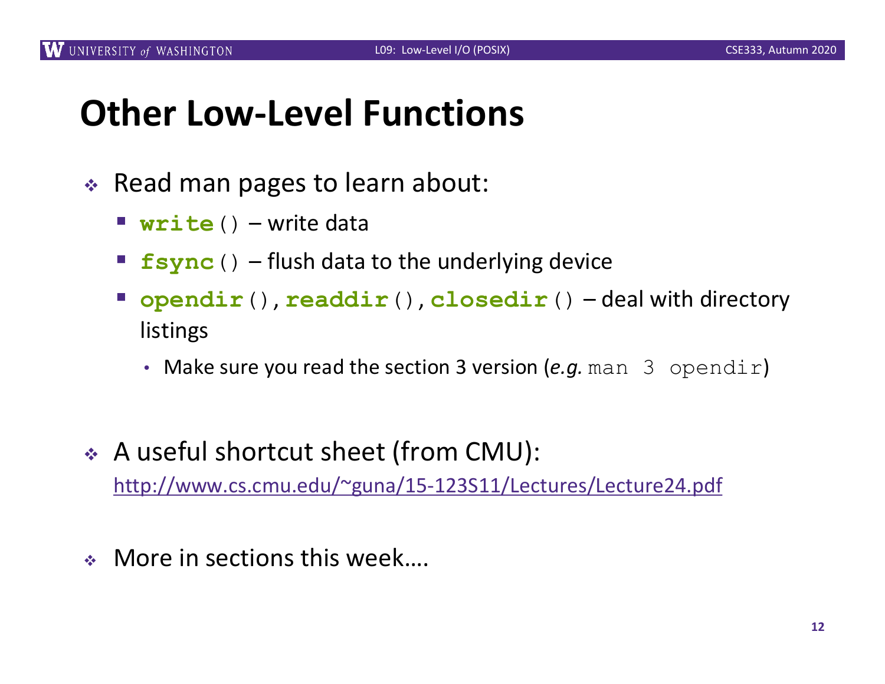# Other Low-Level Functions

- Read man pages to learn about:
  - **`write`**`()` – write data
  - **`fsync`**`()` – flush data to the underlying device
  - **`opendir`**`()`, **`readdir`**`()`, **`closedir`**`()` – deal with directory listings
    - Make sure you read the section 3 version (*e.g.* `man 3 opendir`)

- A useful shortcut sheet (from CMU): [http://www.cs.cmu.edu/~guna/15-123S11/Lectures/Lecture24.pdf](http://www.cs.cmu.edu/~guna/15-123S11/Lectures/Lecture24.pdf)

- More in sections this week….